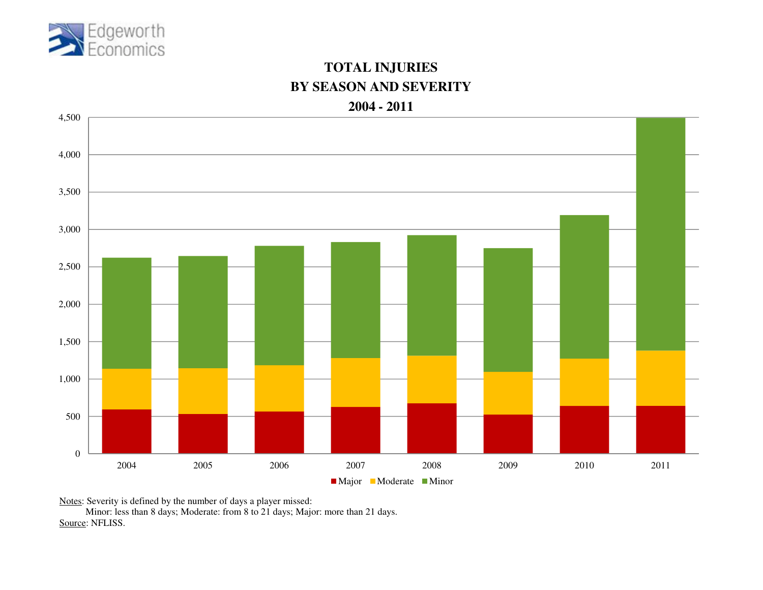Edgeworth Economics

# TOTAL INJURIES BY SEASON AND SEVERITY 2004 - 2011

4,500
4,000
3,500
3,000
2,500
2,000
1,500
1,000
500
0

2004 2005 2006 2007 2008 2009 2010 2011

Major Moderate Minor

Notes: Severity is defined by the number of days a player missed:
Minor: less than 8 days; Moderate: from 8 to 21 days; Major: more than 21 days.

Source: NFLISS.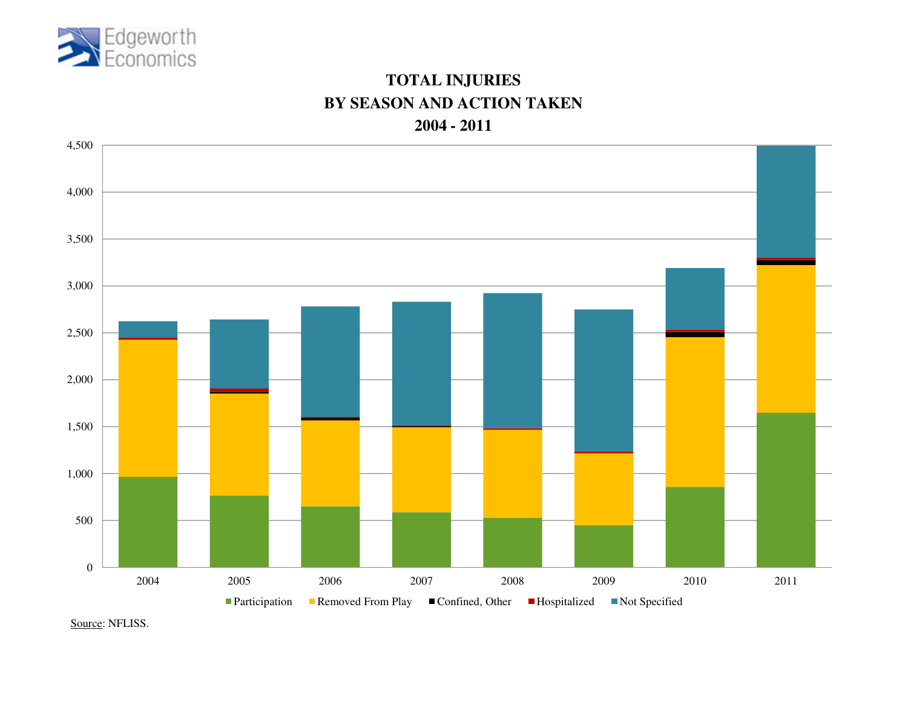Edgeworth Economics

# TOTAL INJURIES
# BY SEASON AND ACTION TAKEN
# 2004 - 2011

4,500
4,000
3,500
3,000
2,500
2,000
1,500
1,000
500
0

2004 2005 2006 2007 2008 2009 2010 2011

Participation
Removed From Play
Confined, Other
Hospitalized
Not Specified

Source: NFLISS.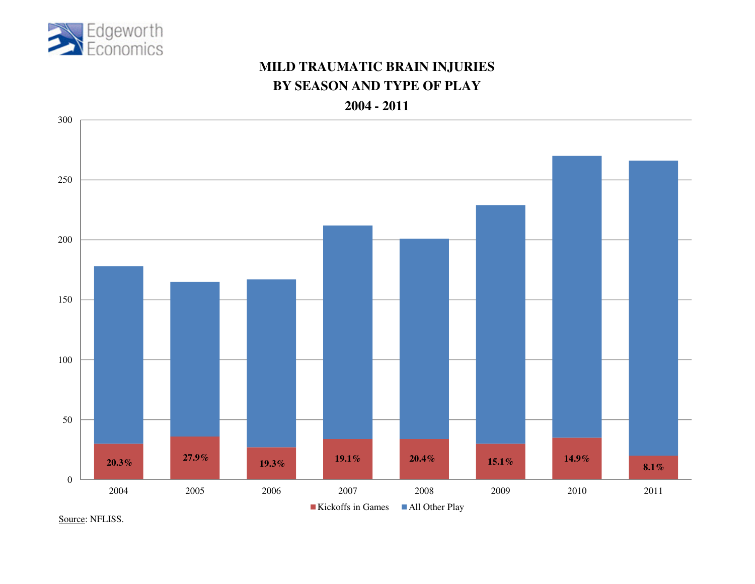Edgeworth Economics

# MILD TRAUMATIC BRAIN INJURIES BY SEASON AND TYPE OF PLAY 2004 - 2011

300
250
200
150
100
50
0

20.3%
27.9%
19.3%
19.1%
20.4%
15.1%
14.9%
8.1%

2004
2005
2006
2007
2008
2009
2010
2011

Kickoffs in Games
All Other Play

Source: NFLISS.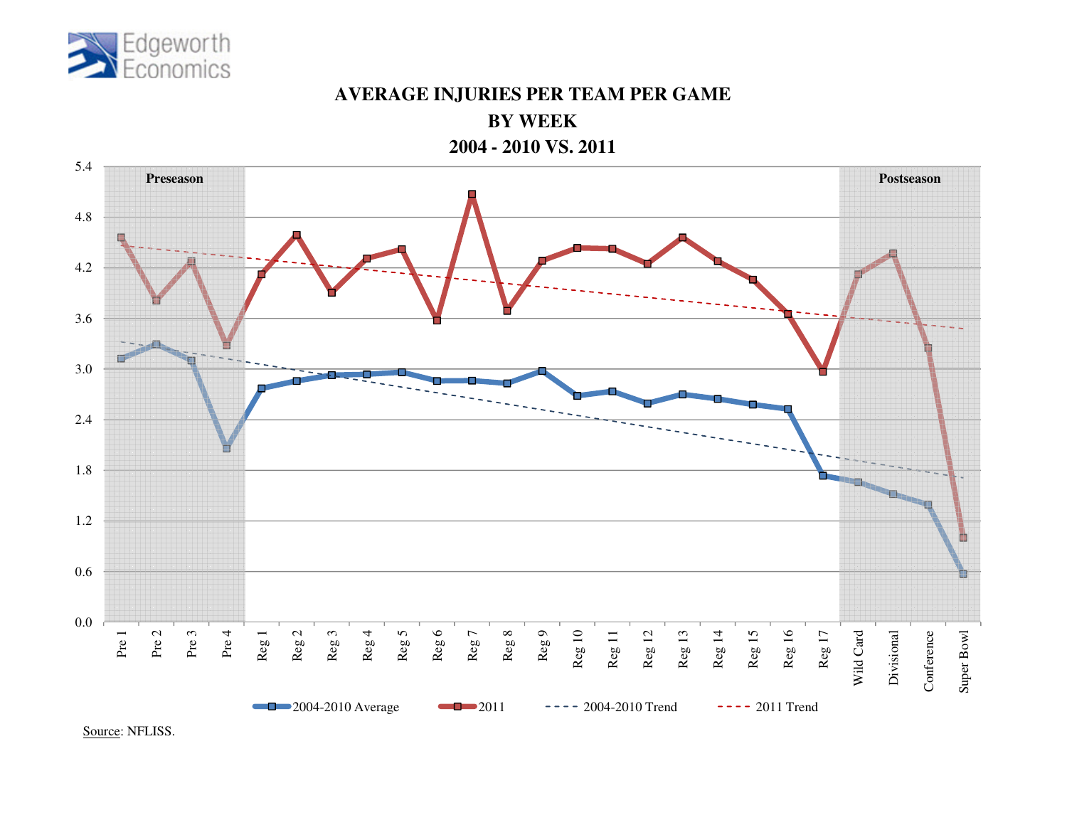# AVERAGE INJURIES PER TEAM PER GAME

# BY WEEK

# 2004 - 2010 VS. 2011

Source: NFLISS.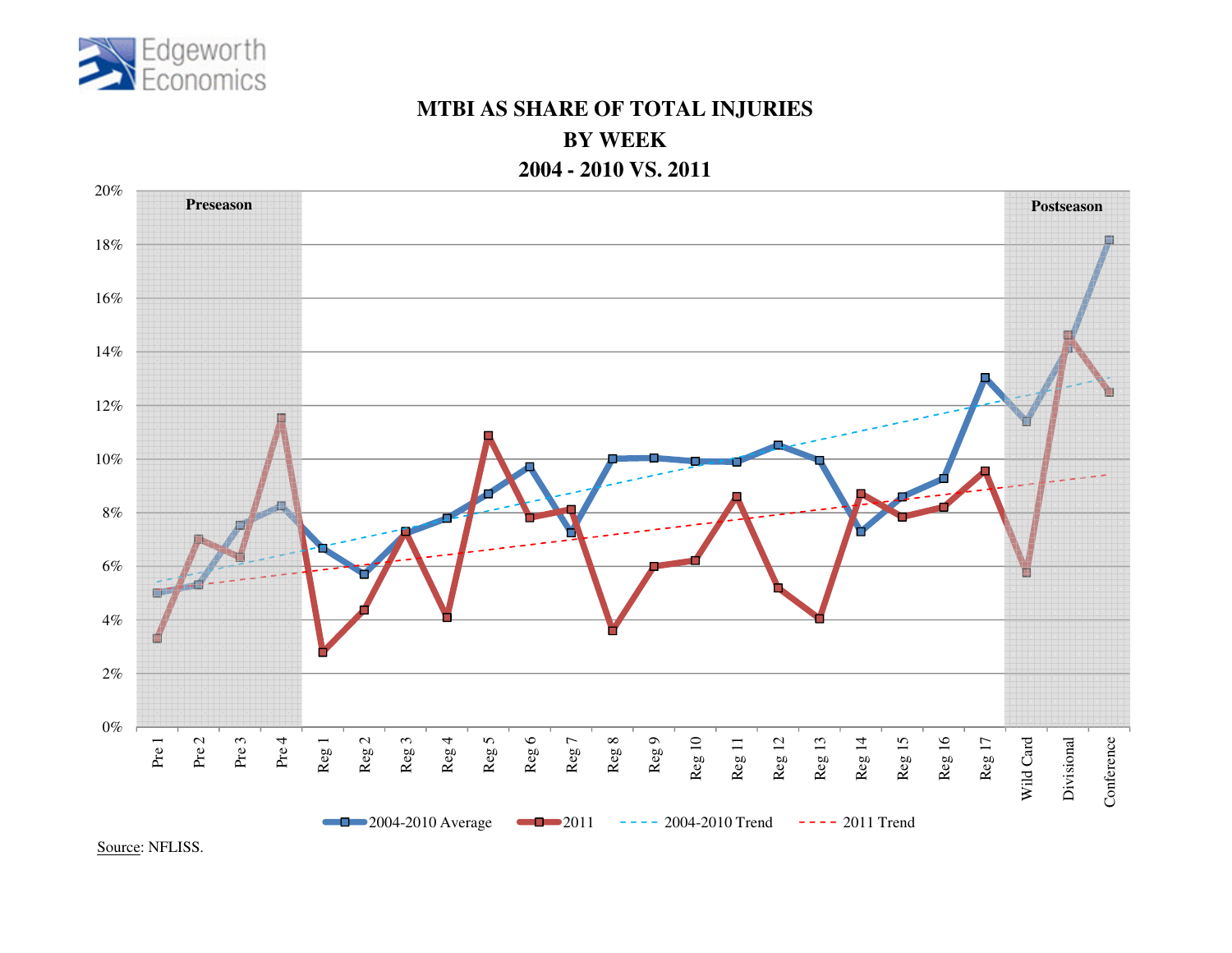Edgeworth Economics

# MTBI AS SHARE OF TOTAL INJURIES
# BY WEEK
# 2004 - 2010 VS. 2011

20%
18%
16%
14%
12%
10%
8%
6%
4%
2%
0%

Preseason

Postseason

Pre 1
Pre 2
Pre 3
Pre 4
Reg 1
Reg 2
Reg 3
Reg 4
Reg 5
Reg 6
Reg 7
Reg 8
Reg 9
Reg 10
Reg 11
Reg 12
Reg 13
Reg 14
Reg 15
Reg 16
Reg 17
Wild Card
Divisional
Conference

2004-2010 Average
2011
2004-2010 Trend
2011 Trend

Source: NFLISS.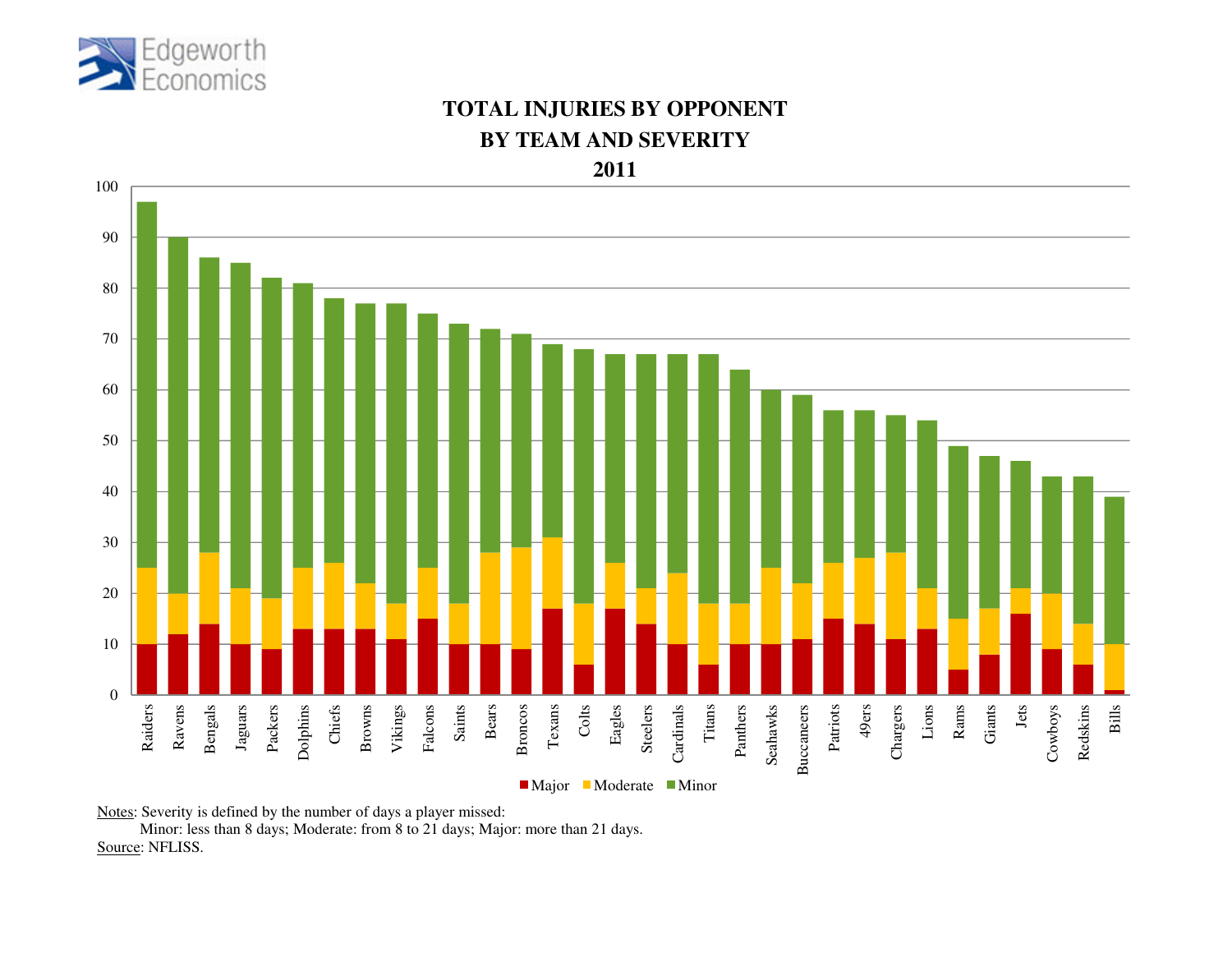Edgeworth Economics

**TOTAL INJURIES BY OPPONENT**
**BY TEAM AND SEVERITY**
**2011**

100
90
80
70
60
50
40
30
20
10
0

Raiders Ravens Bengals Jaguars Packers Dolphins Chiefs Browns Vikings Falcons Saints Bears Broncos Texans Colts Eagles Steelers Cardinals Titans Panthers Seahawks Buccaneers Patriots 49ers Chargers Lions Rams Giants Jets Cowboys Redskins Bills

Major Moderate Minor

Notes: Severity is defined by the number of days a player missed:
Minor: less than 8 days; Moderate: from 8 to 21 days; Major: more than 21 days.
Source: NFLISS.